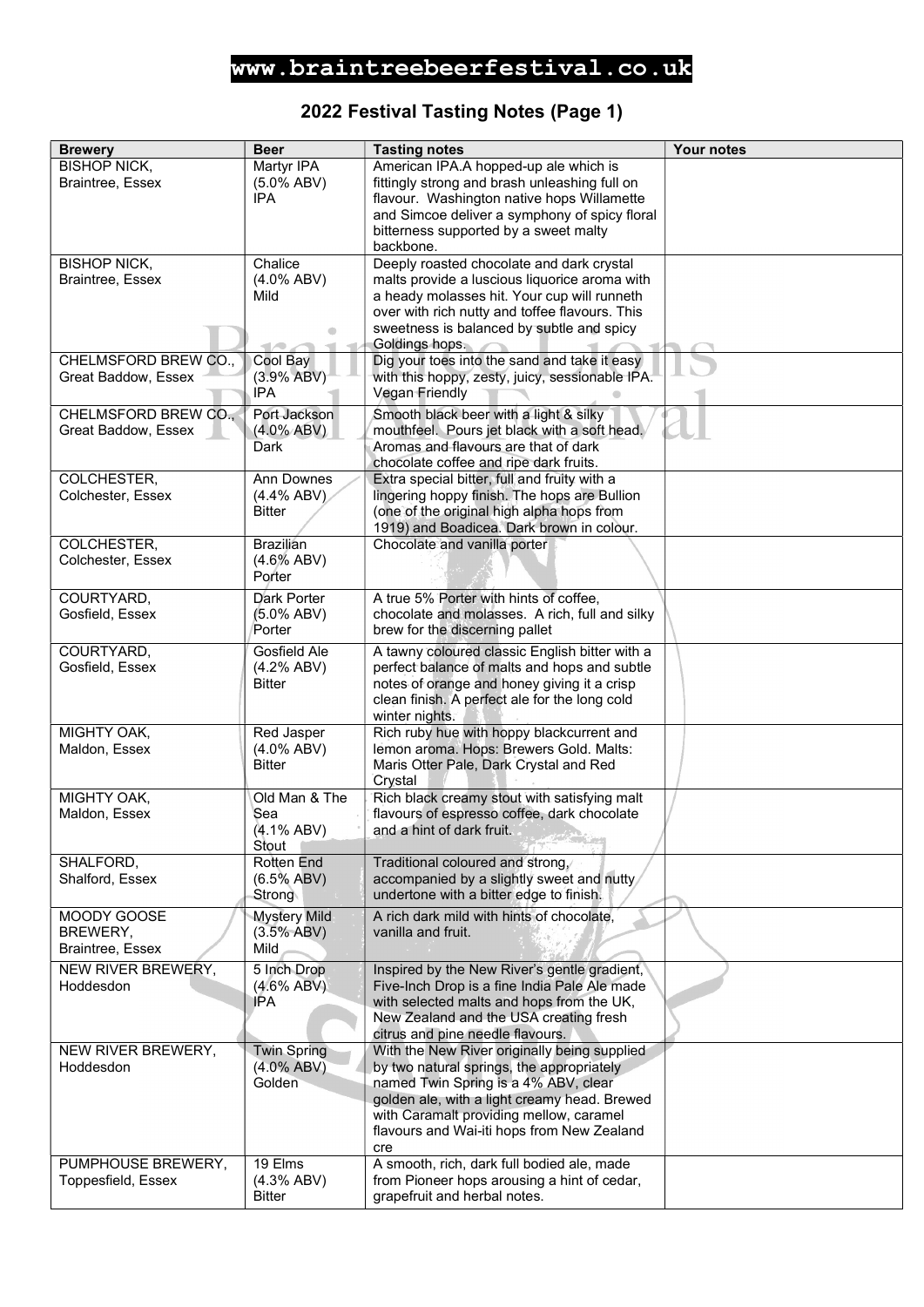# www.braintreebeerfestival.co.uk

## 2022 Festival Tasting Notes (Page 1)

| Brewery | Beer | Tasting notes | Your notes |
|---|---|---|---|
| BISHOP NICK, Braintree, Essex | Martyr IPA (5.0% ABV) IPA | American IPA.A hopped-up ale which is fittingly strong and brash unleashing full on flavour. Washington native hops Willamette and Simcoe deliver a symphony of spicy floral bitterness supported by a sweet malty backbone. | |
| BISHOP NICK, Braintree, Essex | Chalice (4.0% ABV) Mild | Deeply roasted chocolate and dark crystal malts provide a luscious liquorice aroma with a heady molasses hit. Your cup will runneth over with rich nutty and toffee flavours. This sweetness is balanced by subtle and spicy Goldings hops. | |
| CHELMSFORD BREW CO., Great Baddow, Essex | Cool Bay (3.9% ABV) IPA | Dig your toes into the sand and take it easy with this hoppy, zesty, juicy, sessionable IPA. Vegan Friendly | |
| CHELMSFORD BREW CO., Great Baddow, Essex | Port Jackson (4.0% ABV) Dark | Smooth black beer with a light & silky mouthfeel. Pours jet black with a soft head. Aromas and flavours are that of dark chocolate coffee and ripe dark fruits. | |
| COLCHESTER, Colchester, Essex | Ann Downes (4.4% ABV) Bitter | Extra special bitter, full and fruity with a lingering hoppy finish. The hops are Bullion (one of the original high alpha hops from 1919) and Boadicea. Dark brown in colour. | |
| COLCHESTER, Colchester, Essex | Brazilian (4.6% ABV) Porter | Chocolate and vanilla porter | |
| COURTYARD, Gosfield, Essex | Dark Porter (5.0% ABV) Porter | A true 5% Porter with hints of coffee, chocolate and molasses. A rich, full and silky brew for the discerning pallet | |
| COURTYARD, Gosfield, Essex | Gosfield Ale (4.2% ABV) Bitter | A tawny coloured classic English bitter with a perfect balance of malts and hops and subtle notes of orange and honey giving it a crisp clean finish. A perfect ale for the long cold winter nights. | |
| MIGHTY OAK, Maldon, Essex | Red Jasper (4.0% ABV) Bitter | Rich ruby hue with hoppy blackcurrant and lemon aroma. Hops: Brewers Gold. Malts: Maris Otter Pale, Dark Crystal and Red Crystal | |
| MIGHTY OAK, Maldon, Essex | Old Man & The Sea (4.1% ABV) Stout | Rich black creamy stout with satisfying malt flavours of espresso coffee, dark chocolate and a hint of dark fruit. | |
| SHALFORD, Shalford, Essex | Rotten End (6.5% ABV) Strong | Traditional coloured and strong, accompanied by a slightly sweet and nutty undertone with a bitter edge to finish. | |
| MOODY GOOSE BREWERY, Braintree, Essex | Mystery Mild (3.5% ABV) Mild | A rich dark mild with hints of chocolate, vanilla and fruit. | |
| NEW RIVER BREWERY, Hoddesdon | 5 Inch Drop (4.6% ABV) IPA | Inspired by the New River's gentle gradient, Five-Inch Drop is a fine India Pale Ale made with selected malts and hops from the UK, New Zealand and the USA creating fresh citrus and pine needle flavours. | |
| NEW RIVER BREWERY, Hoddesdon | Twin Spring (4.0% ABV) Golden | With the New River originally being supplied by two natural springs, the appropriately named Twin Spring is a 4% ABV, clear golden ale, with a light creamy head. Brewed with Caramalt providing mellow, caramel flavours and Wai-iti hops from New Zealand cre | |
| PUMPHOUSE BREWERY, Toppesfield, Essex | 19 Elms (4.3% ABV) Bitter | A smooth, rich, dark full bodied ale, made from Pioneer hops arousing a hint of cedar, grapefruit and herbal notes. | |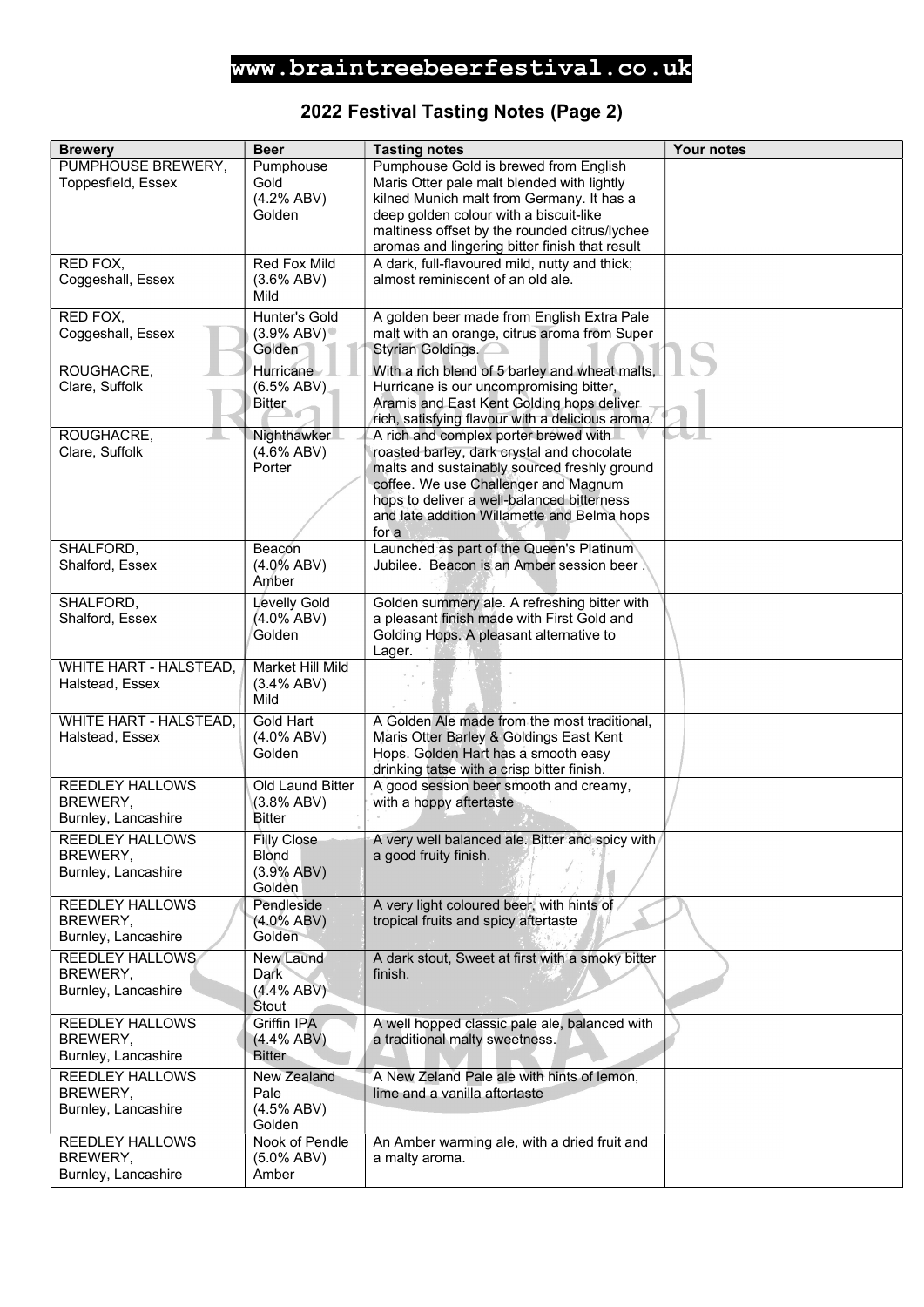# www.braintreebeerfestival.co.uk

## 2022 Festival Tasting Notes (Page 2)

| Brewery | Beer | Tasting notes | Your notes |
|---|---|---|---|
| PUMPHOUSE BREWERY, Toppesfield, Essex | Pumphouse Gold (4.2% ABV) Golden | Pumphouse Gold is brewed from English Maris Otter pale malt blended with lightly kilned Munich malt from Germany. It has a deep golden colour with a biscuit-like maltiness offset by the rounded citrus/lychee aromas and lingering bitter finish that result | |
| RED FOX, Coggeshall, Essex | Red Fox Mild (3.6% ABV) Mild | A dark, full-flavoured mild, nutty and thick; almost reminiscent of an old ale. | |
| RED FOX, Coggeshall, Essex | Hunter's Gold (3.9% ABV) Golden | A golden beer made from English Extra Pale malt with an orange, citrus aroma from Super Styrian Goldings. | |
| ROUGHACRE, Clare, Suffolk | Hurricane (6.5% ABV) Bitter | With a rich blend of 5 barley and wheat malts, Hurricane is our uncompromising bitter, Aramis and East Kent Golding hops deliver rich, satisfying flavour with a delicious aroma. | |
| ROUGHACRE, Clare, Suffolk | Nighthawker (4.6% ABV) Porter | A rich and complex porter brewed with roasted barley, dark crystal and chocolate malts and sustainably sourced freshly ground coffee. We use Challenger and Magnum hops to deliver a well-balanced bitterness and late addition Willamette and Belma hops for a | |
| SHALFORD, Shalford, Essex | Beacon (4.0% ABV) Amber | Launched as part of the Queen's Platinum Jubilee. Beacon is an Amber session beer . | |
| SHALFORD, Shalford, Essex | Levelly Gold (4.0% ABV) Golden | Golden summery ale. A refreshing bitter with a pleasant finish made with First Gold and Golding Hops. A pleasant alternative to Lager. | |
| WHITE HART - HALSTEAD, Halstead, Essex | Market Hill Mild (3.4% ABV) Mild | | |
| WHITE HART - HALSTEAD, Halstead, Essex | Gold Hart (4.0% ABV) Golden | A Golden Ale made from the most traditional, Maris Otter Barley & Goldings East Kent Hops. Golden Hart has a smooth easy drinking tatse with a crisp bitter finish. | |
| REEDLEY HALLOWS BREWERY, Burnley, Lancashire | Old Laund Bitter (3.8% ABV) Bitter | A good session beer smooth and creamy, with a hoppy aftertaste | |
| REEDLEY HALLOWS BREWERY, Burnley, Lancashire | Filly Close Blond (3.9% ABV) Golden | A very well balanced ale. Bitter and spicy with a good fruity finish. | |
| REEDLEY HALLOWS BREWERY, Burnley, Lancashire | Pendleside (4.0% ABV) Golden | A very light coloured beer, with hints of tropical fruits and spicy aftertaste | |
| REEDLEY HALLOWS BREWERY, Burnley, Lancashire | New Laund Dark (4.4% ABV) Stout | A dark stout, Sweet at first with a smoky bitter finish. | |
| REEDLEY HALLOWS BREWERY, Burnley, Lancashire | Griffin IPA (4.4% ABV) Bitter | A well hopped classic pale ale, balanced with a traditional malty sweetness. | |
| REEDLEY HALLOWS BREWERY, Burnley, Lancashire | New Zealand Pale (4.5% ABV) Golden | A New Zeland Pale ale with hints of lemon, lime and a vanilla aftertaste | |
| REEDLEY HALLOWS BREWERY, Burnley, Lancashire | Nook of Pendle (5.0% ABV) Amber | An Amber warming ale, with a dried fruit and a malty aroma. | |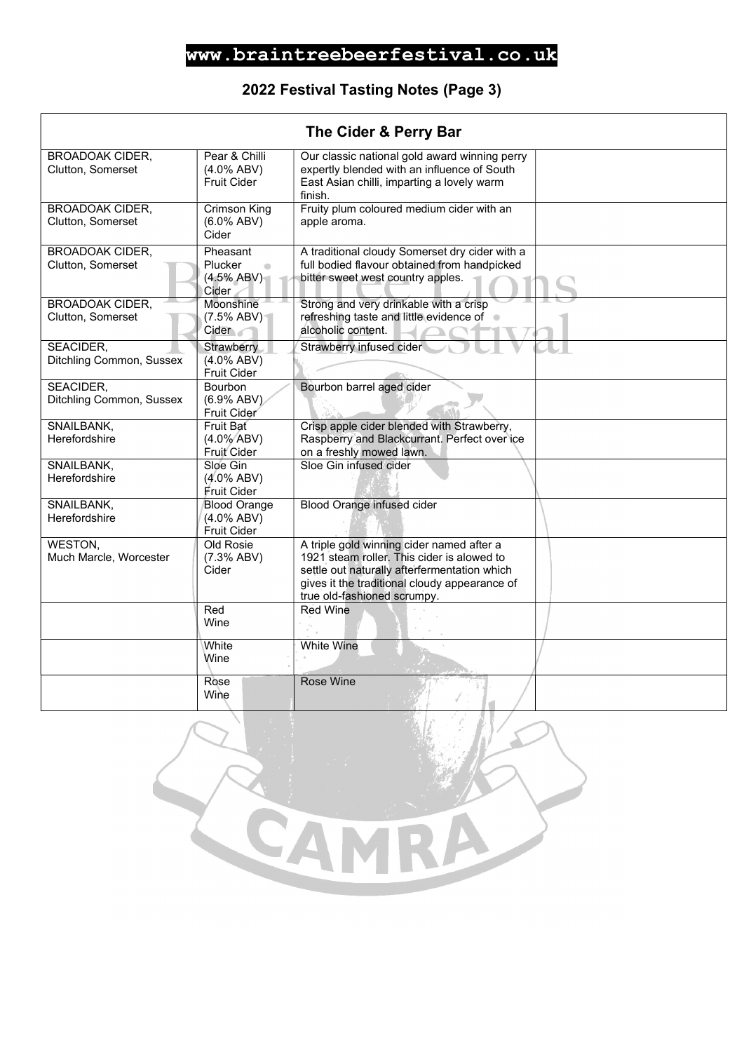**www.braintreebeerfestival.co.uk**

## 2022 Festival Tasting Notes (Page 3)

| The Cider & Perry Bar | | | |
|---|---|---|---|
| BROADOAK CIDER, Clutton, Somerset | Pear & Chilli (4.0% ABV) Fruit Cider | Our classic national gold award winning perry expertly blended with an influence of South East Asian chilli, imparting a lovely warm finish. | |
| BROADOAK CIDER, Clutton, Somerset | Crimson King (6.0% ABV) Cider | Fruity plum coloured medium cider with an apple aroma. | |
| BROADOAK CIDER, Clutton, Somerset | Pheasant Plucker (4.5% ABV) Cider | A traditional cloudy Somerset dry cider with a full bodied flavour obtained from handpicked bitter sweet west country apples. | |
| BROADOAK CIDER, Clutton, Somerset | Moonshine (7.5% ABV) Cider | Strong and very drinkable with a crisp refreshing taste and little evidence of alcoholic content. | |
| SEACIDER, Ditchling Common, Sussex | Strawberry (4.0% ABV) Fruit Cider | Strawberry infused cider | |
| SEACIDER, Ditchling Common, Sussex | Bourbon (6.9% ABV) Fruit Cider | Bourbon barrel aged cider | |
| SNAILBANK, Herefordshire | Fruit Bat (4.0% ABV) Fruit Cider | Crisp apple cider blended with Strawberry, Raspberry and Blackcurrant. Perfect over ice on a freshly mowed lawn. | |
| SNAILBANK, Herefordshire | Sloe Gin (4.0% ABV) Fruit Cider | Sloe Gin infused cider | |
| SNAILBANK, Herefordshire | Blood Orange (4.0% ABV) Fruit Cider | Blood Orange infused cider | |
| WESTON, Much Marcle, Worcester | Old Rosie (7.3% ABV) Cider | A triple gold winning cider named after a 1921 steam roller. This cider is alowed to settle out naturally afterfermentation which gives it the traditional cloudy appearance of true old-fashioned scrumpy. | |
| | Red Wine | Red Wine | |
| | White Wine | White Wine | |
| | Rose Wine | Rose Wine | |